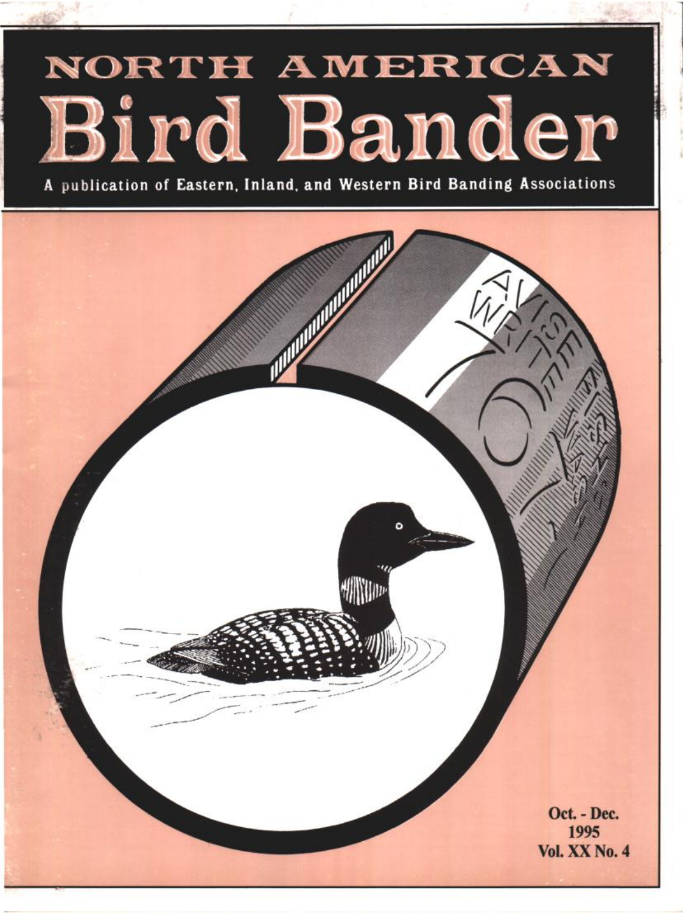# NORTH AMERICAN Bird Bander

A publication of Eastern, Inland, and Western Bird Banding Associations

Oct. - Dec.
1995
Vol. XX No. 4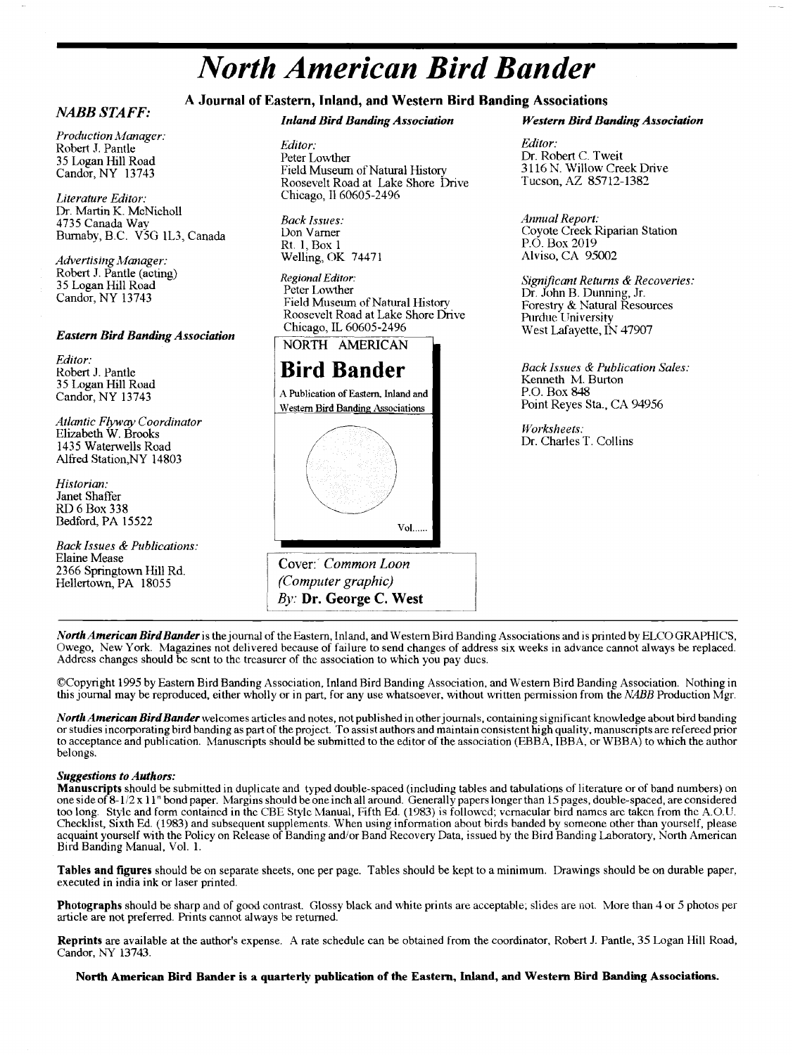# North American Bird Bander

**A Journal of Eastern, Inland, and Western Bird Banding Associations**

### NABB STAFF:

*Production Manager:*
Robert J. Pantle
35 Logan Hill Road
Candor, NY 13743

*Literature Editor:*
Dr. Martin K. McNicholl
4735 Canada Way
Burnaby, B.C. V5G 1L3, Canada

*Advertising Manager:*
Robert J. Pantle (acting)
35 Logan Hill Road
Candor, NY 13743

### Eastern Bird Banding Association

*Editor:*
Robert J. Pantle
35 Logan Hill Road
Candor, NY 13743

*Atlantic Flyway Coordinator*
Elizabeth W. Brooks
1435 Waterwells Road
Alfred Station,NY 14803

*Historian:*
Janet Shaffer
RD 6 Box 338
Bedford, PA 15522

*Back Issues & Publications:*
Elaine Mease
2366 Springtown Hill Rd.
Hellertown, PA 18055

### Inland Bird Banding Association

*Editor:*
Peter Lowther
Field Museum of Natural History
Roosevelt Road at Lake Shore Drive
Chicago, Il 60605-2496

*Back Issues:*
Don Varner
Rt. 1, Box 1
Welling, OK 74471

*Regional Editor:*
Peter Lowther
Field Museum of Natural History
Roosevelt Road at Lake Shore Drive
Chicago, IL 60605-2496

NORTH AMERICAN
**Bird Bander**
A Publication of Eastern, Inland and Western Bird Banding Associations
Vol......

Cover: *Common Loon (Computer graphic)*
*By:* **Dr. George C. West**

### Western Bird Banding Association

*Editor:*
Dr. Robert C. Tweit
3116 N. Willow Creek Drive
Tucson, AZ 85712-1382

*Annual Report:*
Coyote Creek Riparian Station
P.O. Box 2019
Alviso, CA 95002

*Significant Returns & Recoveries:*
Dr. John B. Dunning, Jr.
Forestry & Natural Resources
Purdue University
West Lafayette, IN 47907

*Back Issues & Publication Sales:*
Kenneth M. Burton
P.O. Box 848
Point Reyes Sta., CA 94956

*Worksheets:*
Dr. Charles T. Collins

---

***North American Bird Bander*** is the journal of the Eastern, Inland, and Western Bird Banding Associations and is printed by ELCO GRAPHICS, Owego, New York. Magazines not delivered because of failure to send changes of address six weeks in advance cannot always be replaced. Address changes should be sent to the treasurer of the association to which you pay dues.

©Copyright 1995 by Eastern Bird Banding Association, Inland Bird Banding Association, and Western Bird Banding Association. Nothing in this journal may be reproduced, either wholly or in part, for any use whatsoever, without written permission from the *NABB* Production Mgr.

***North American Bird Bander*** welcomes articles and notes, not published in other journals, containing significant knowledge about bird banding or studies incorporating bird banding as part of the project. To assist authors and maintain consistent high quality, manuscripts are refereed prior to acceptance and publication. Manuscripts should be submitted to the editor of the association (EBBA, IBBA, or WBBA) to which the author belongs.

***Suggestions to Authors:***

**Manuscripts** should be submitted in duplicate and typed double-spaced (including tables and tabulations of literature or of band numbers) on one side of 8-1/2 x 11" bond paper. Margins should be one inch all around. Generally papers longer than 15 pages, double-spaced, are considered too long. Style and form contained in the CBE Style Manual, Fifth Ed. (1983) is followed; vernacular bird names are taken from the A.O.U. Checklist, Sixth Ed. (1983) and subsequent supplements. When using information about birds banded by someone other than yourself, please acquaint yourself with the Policy on Release of Banding and/or Band Recovery Data, issued by the Bird Banding Laboratory, North American Bird Banding Manual, Vol. 1.

**Tables and figures** should be on separate sheets, one per page. Tables should be kept to a minimum. Drawings should be on durable paper, executed in india ink or laser printed.

**Photographs** should be sharp and of good contrast. Glossy black and white prints are acceptable; slides are not. More than 4 or 5 photos per article are not preferred. Prints cannot always be returned.

**Reprints** are available at the author's expense. A rate schedule can be obtained from the coordinator, Robert J. Pantle, 35 Logan Hill Road, Candor, NY 13743.

**North American Bird Bander is a quarterly publication of the Eastern, Inland, and Western Bird Banding Associations.**